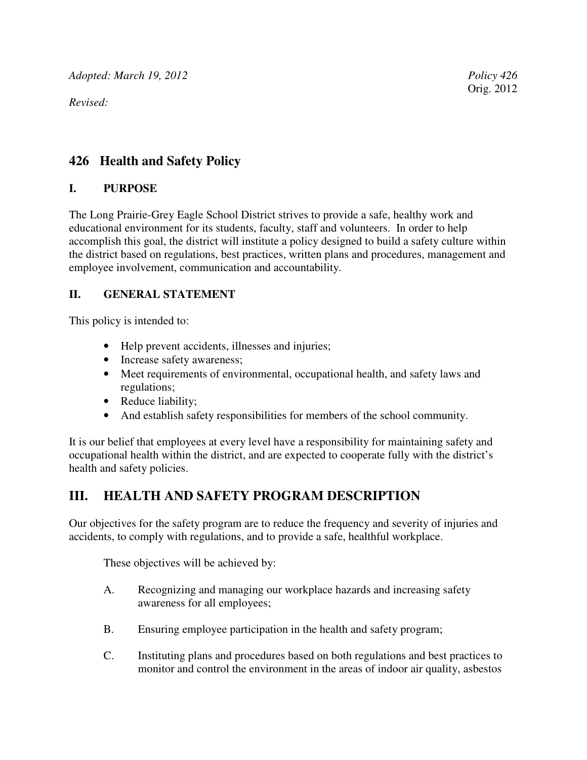*Adopted: March 19, 2012* *Policy 426*

Orig. 2012

*Revised:*

## 426 Health and Safety Policy

### I. PURPOSE

The Long Prairie-Grey Eagle School District strives to provide a safe, healthy work and educational environment for its students, faculty, staff and volunteers. In order to help accomplish this goal, the district will institute a policy designed to build a safety culture within the district based on regulations, best practices, written plans and procedures, management and employee involvement, communication and accountability.

### II. GENERAL STATEMENT

This policy is intended to:

- Help prevent accidents, illnesses and injuries;
- Increase safety awareness;
- Meet requirements of environmental, occupational health, and safety laws and regulations;
- Reduce liability;
- And establish safety responsibilities for members of the school community.

It is our belief that employees at every level have a responsibility for maintaining safety and occupational health within the district, and are expected to cooperate fully with the district's health and safety policies.

## III. HEALTH AND SAFETY PROGRAM DESCRIPTION

Our objectives for the safety program are to reduce the frequency and severity of injuries and accidents, to comply with regulations, and to provide a safe, healthful workplace.

These objectives will be achieved by:

A. Recognizing and managing our workplace hazards and increasing safety awareness for all employees;

B. Ensuring employee participation in the health and safety program;

C. Instituting plans and procedures based on both regulations and best practices to monitor and control the environment in the areas of indoor air quality, asbestos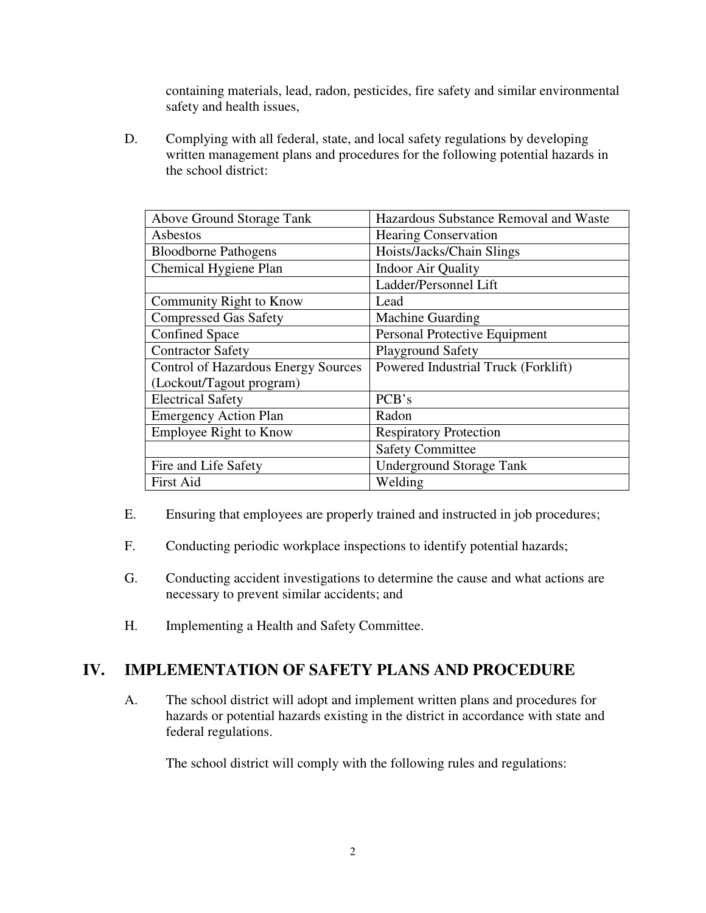containing materials, lead, radon, pesticides, fire safety and similar environmental safety and health issues,

D. Complying with all federal, state, and local safety regulations by developing written management plans and procedures for the following potential hazards in the school district:

| Above Ground Storage Tank | Hazardous Substance Removal and Waste |
|---|---|
| Asbestos | Hearing Conservation |
| Bloodborne Pathogens | Hoists/Jacks/Chain Slings |
| Chemical Hygiene Plan | Indoor Air Quality |
| | Ladder/Personnel Lift |
| Community Right to Know | Lead |
| Compressed Gas Safety | Machine Guarding |
| Confined Space | Personal Protective Equipment |
| Contractor Safety | Playground Safety |
| Control of Hazardous Energy Sources (Lockout/Tagout program) | Powered Industrial Truck (Forklift) |
| Electrical Safety | PCB's |
| Emergency Action Plan | Radon |
| Employee Right to Know | Respiratory Protection |
| | Safety Committee |
| Fire and Life Safety | Underground Storage Tank |
| First Aid | Welding |

E. Ensuring that employees are properly trained and instructed in job procedures;

F. Conducting periodic workplace inspections to identify potential hazards;

G. Conducting accident investigations to determine the cause and what actions are necessary to prevent similar accidents; and

H. Implementing a Health and Safety Committee.

## IV. IMPLEMENTATION OF SAFETY PLANS AND PROCEDURE

A. The school district will adopt and implement written plans and procedures for hazards or potential hazards existing in the district in accordance with state and federal regulations.

The school district will comply with the following rules and regulations: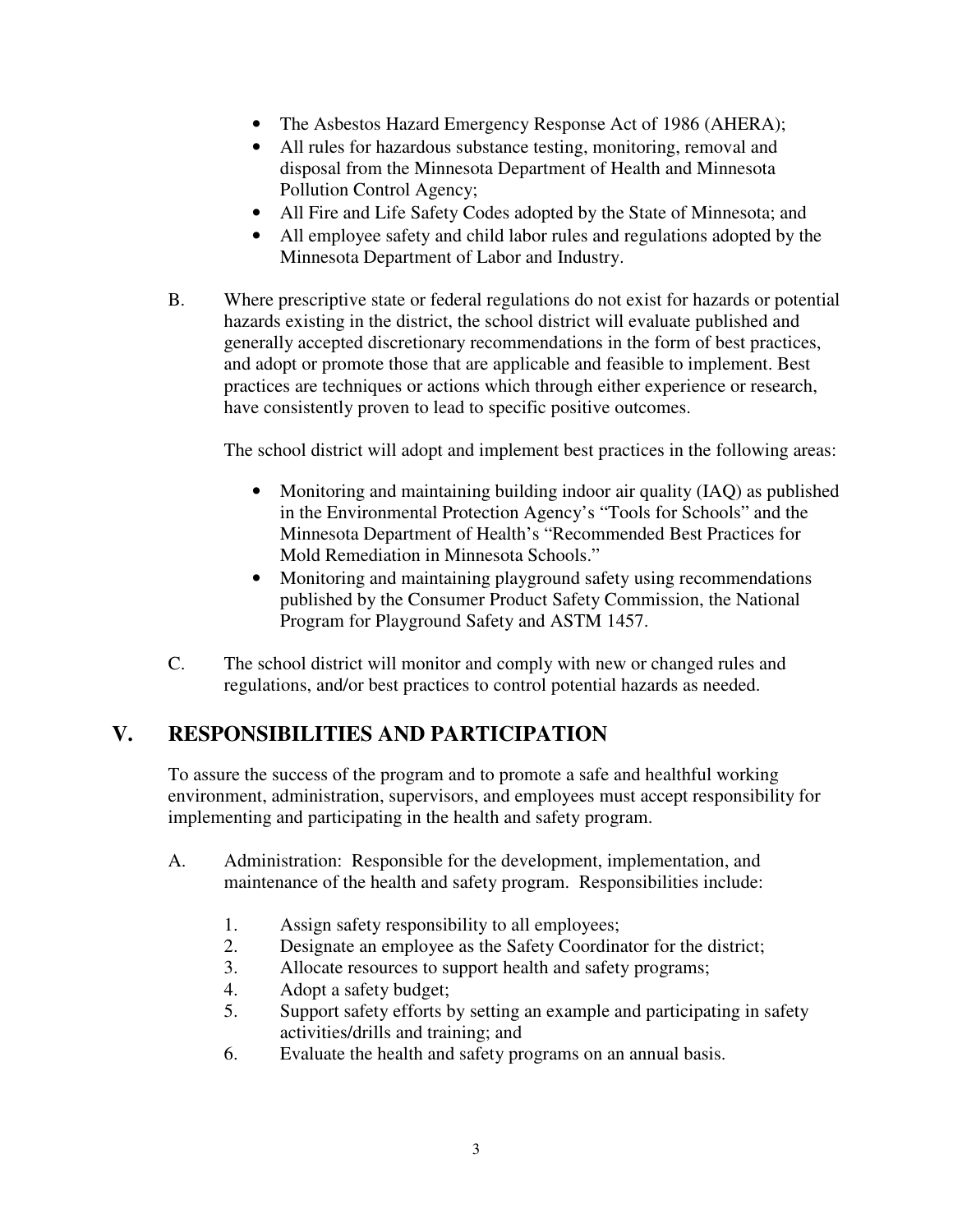- The Asbestos Hazard Emergency Response Act of 1986 (AHERA);
- All rules for hazardous substance testing, monitoring, removal and disposal from the Minnesota Department of Health and Minnesota Pollution Control Agency;
- All Fire and Life Safety Codes adopted by the State of Minnesota; and
- All employee safety and child labor rules and regulations adopted by the Minnesota Department of Labor and Industry.

B. Where prescriptive state or federal regulations do not exist for hazards or potential hazards existing in the district, the school district will evaluate published and generally accepted discretionary recommendations in the form of best practices, and adopt or promote those that are applicable and feasible to implement. Best practices are techniques or actions which through either experience or research, have consistently proven to lead to specific positive outcomes.

The school district will adopt and implement best practices in the following areas:

- Monitoring and maintaining building indoor air quality (IAQ) as published in the Environmental Protection Agency's "Tools for Schools" and the Minnesota Department of Health's "Recommended Best Practices for Mold Remediation in Minnesota Schools."
- Monitoring and maintaining playground safety using recommendations published by the Consumer Product Safety Commission, the National Program for Playground Safety and ASTM 1457.

C. The school district will monitor and comply with new or changed rules and regulations, and/or best practices to control potential hazards as needed.

## V. RESPONSIBILITIES AND PARTICIPATION

To assure the success of the program and to promote a safe and healthful working environment, administration, supervisors, and employees must accept responsibility for implementing and participating in the health and safety program.

A. Administration: Responsible for the development, implementation, and maintenance of the health and safety program. Responsibilities include:

1. Assign safety responsibility to all employees;
2. Designate an employee as the Safety Coordinator for the district;
3. Allocate resources to support health and safety programs;
4. Adopt a safety budget;
5. Support safety efforts by setting an example and participating in safety activities/drills and training; and
6. Evaluate the health and safety programs on an annual basis.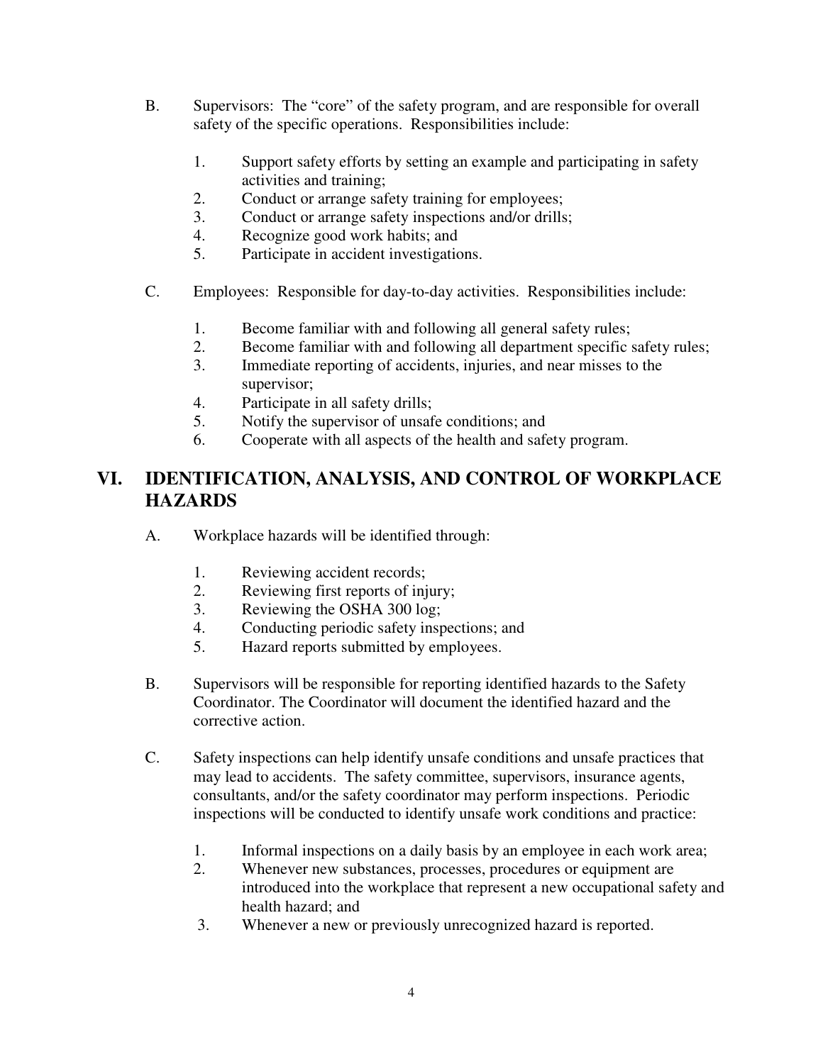B. Supervisors: The "core" of the safety program, and are responsible for overall safety of the specific operations. Responsibilities include:

1. Support safety efforts by setting an example and participating in safety activities and training;
2. Conduct or arrange safety training for employees;
3. Conduct or arrange safety inspections and/or drills;
4. Recognize good work habits; and
5. Participate in accident investigations.

C. Employees: Responsible for day-to-day activities. Responsibilities include:

1. Become familiar with and following all general safety rules;
2. Become familiar with and following all department specific safety rules;
3. Immediate reporting of accidents, injuries, and near misses to the supervisor;
4. Participate in all safety drills;
5. Notify the supervisor of unsafe conditions; and
6. Cooperate with all aspects of the health and safety program.

## VI. IDENTIFICATION, ANALYSIS, AND CONTROL OF WORKPLACE HAZARDS

A. Workplace hazards will be identified through:

1. Reviewing accident records;
2. Reviewing first reports of injury;
3. Reviewing the OSHA 300 log;
4. Conducting periodic safety inspections; and
5. Hazard reports submitted by employees.

B. Supervisors will be responsible for reporting identified hazards to the Safety Coordinator. The Coordinator will document the identified hazard and the corrective action.

C. Safety inspections can help identify unsafe conditions and unsafe practices that may lead to accidents. The safety committee, supervisors, insurance agents, consultants, and/or the safety coordinator may perform inspections. Periodic inspections will be conducted to identify unsafe work conditions and practice:

1. Informal inspections on a daily basis by an employee in each work area;
2. Whenever new substances, processes, procedures or equipment are introduced into the workplace that represent a new occupational safety and health hazard; and
3. Whenever a new or previously unrecognized hazard is reported.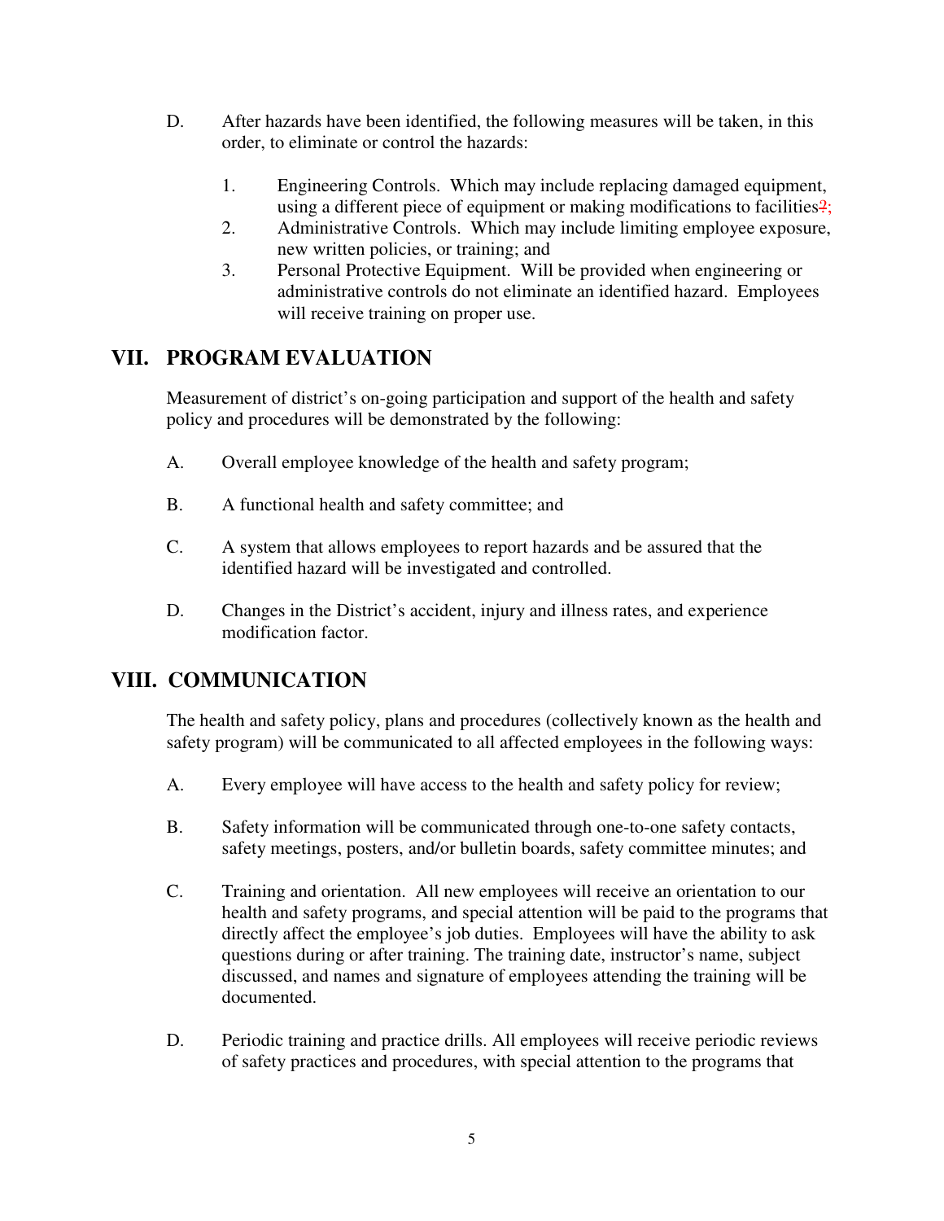D. After hazards have been identified, the following measures will be taken, in this order, to eliminate or control the hazards:

1. Engineering Controls. Which may include replacing damaged equipment, using a different piece of equipment or making modifications to facilities?;
2. Administrative Controls. Which may include limiting employee exposure, new written policies, or training; and
3. Personal Protective Equipment. Will be provided when engineering or administrative controls do not eliminate an identified hazard. Employees will receive training on proper use.

## VII. PROGRAM EVALUATION

Measurement of district's on-going participation and support of the health and safety policy and procedures will be demonstrated by the following:

A. Overall employee knowledge of the health and safety program;

B. A functional health and safety committee; and

C. A system that allows employees to report hazards and be assured that the identified hazard will be investigated and controlled.

D. Changes in the District's accident, injury and illness rates, and experience modification factor.

## VIII. COMMUNICATION

The health and safety policy, plans and procedures (collectively known as the health and safety program) will be communicated to all affected employees in the following ways:

A. Every employee will have access to the health and safety policy for review;

B. Safety information will be communicated through one-to-one safety contacts, safety meetings, posters, and/or bulletin boards, safety committee minutes; and

C. Training and orientation. All new employees will receive an orientation to our health and safety programs, and special attention will be paid to the programs that directly affect the employee's job duties. Employees will have the ability to ask questions during or after training. The training date, instructor's name, subject discussed, and names and signature of employees attending the training will be documented.

D. Periodic training and practice drills. All employees will receive periodic reviews of safety practices and procedures, with special attention to the programs that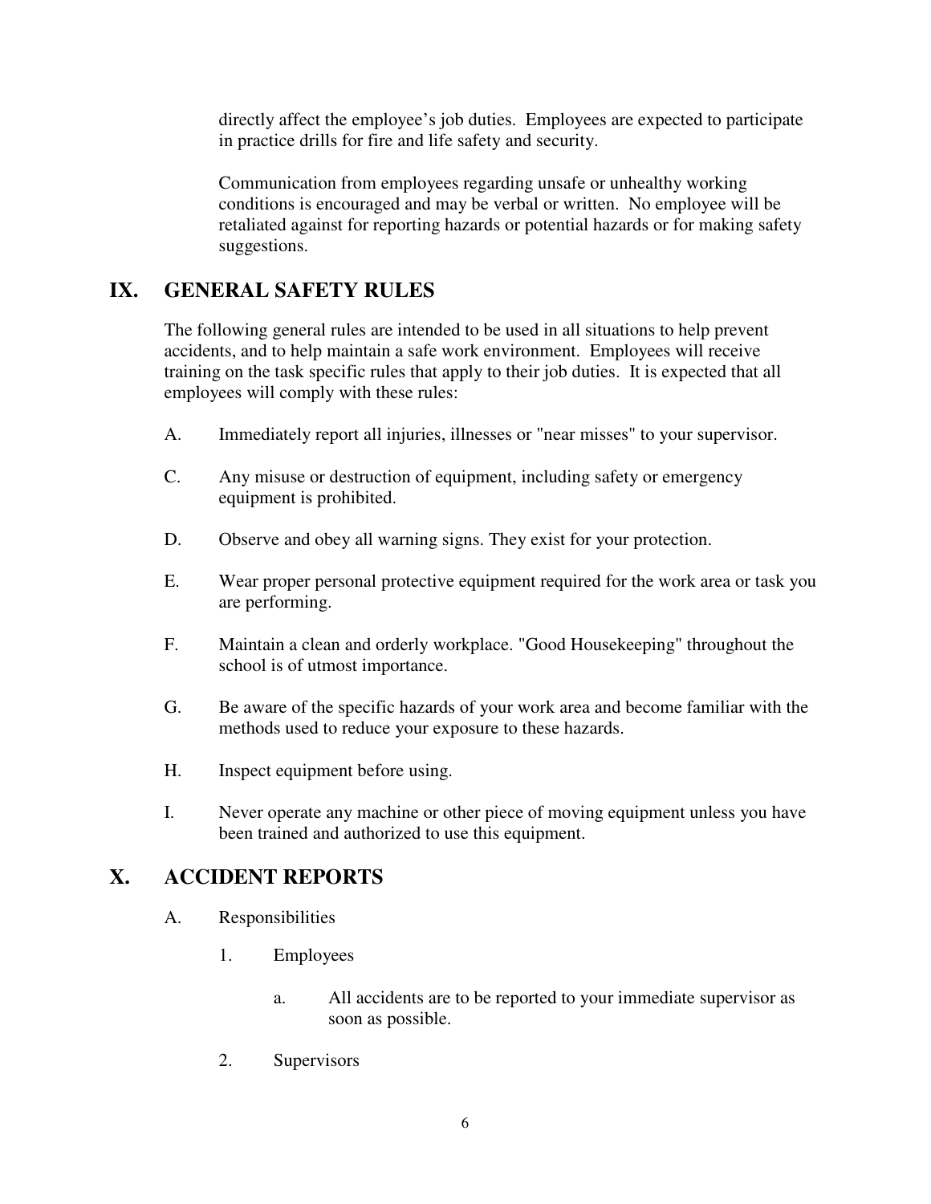directly affect the employee's job duties. Employees are expected to participate in practice drills for fire and life safety and security.

Communication from employees regarding unsafe or unhealthy working conditions is encouraged and may be verbal or written. No employee will be retaliated against for reporting hazards or potential hazards or for making safety suggestions.

## IX. GENERAL SAFETY RULES

The following general rules are intended to be used in all situations to help prevent accidents, and to help maintain a safe work environment. Employees will receive training on the task specific rules that apply to their job duties. It is expected that all employees will comply with these rules:

A. Immediately report all injuries, illnesses or "near misses" to your supervisor.

C. Any misuse or destruction of equipment, including safety or emergency equipment is prohibited.

D. Observe and obey all warning signs. They exist for your protection.

E. Wear proper personal protective equipment required for the work area or task you are performing.

F. Maintain a clean and orderly workplace. "Good Housekeeping" throughout the school is of utmost importance.

G. Be aware of the specific hazards of your work area and become familiar with the methods used to reduce your exposure to these hazards.

H. Inspect equipment before using.

I. Never operate any machine or other piece of moving equipment unless you have been trained and authorized to use this equipment.

## X. ACCIDENT REPORTS

A. Responsibilities

1. Employees

   a. All accidents are to be reported to your immediate supervisor as soon as possible.

2. Supervisors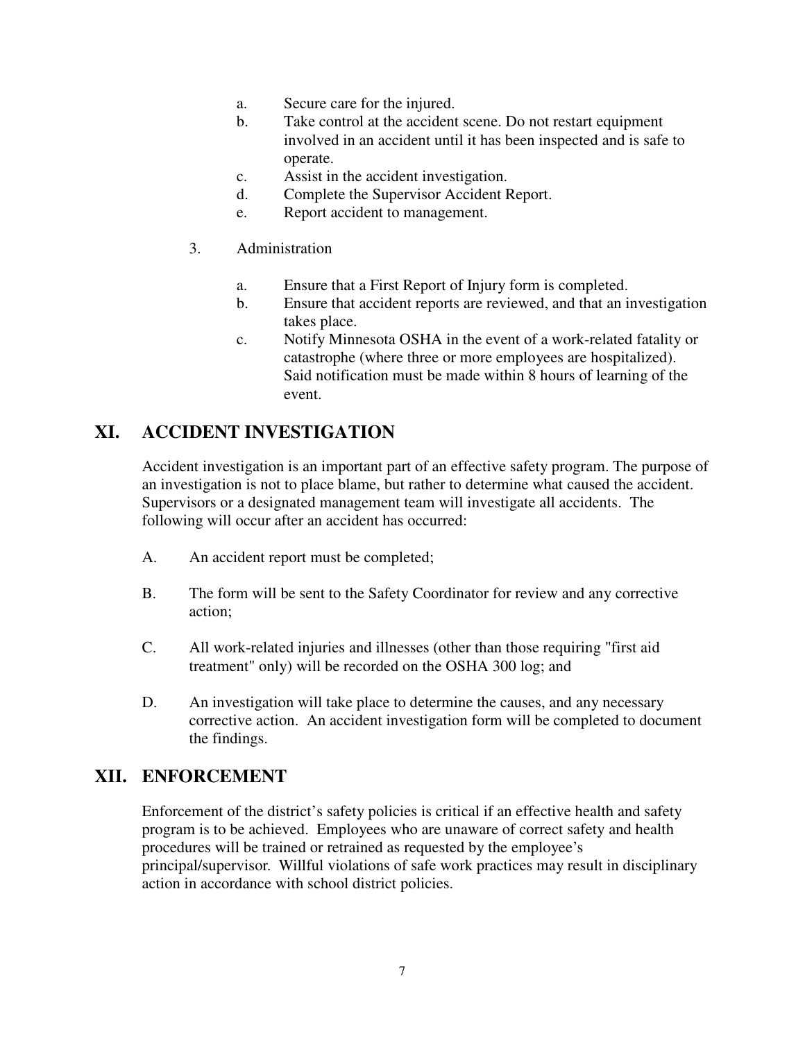a. Secure care for the injured.
b. Take control at the accident scene. Do not restart equipment involved in an accident until it has been inspected and is safe to operate.
c. Assist in the accident investigation.
d. Complete the Supervisor Accident Report.
e. Report accident to management.

3. Administration

   a. Ensure that a First Report of Injury form is completed.
   b. Ensure that accident reports are reviewed, and that an investigation takes place.
   c. Notify Minnesota OSHA in the event of a work-related fatality or catastrophe (where three or more employees are hospitalized). Said notification must be made within 8 hours of learning of the event.

## XI. ACCIDENT INVESTIGATION

Accident investigation is an important part of an effective safety program. The purpose of an investigation is not to place blame, but rather to determine what caused the accident. Supervisors or a designated management team will investigate all accidents. The following will occur after an accident has occurred:

A. An accident report must be completed;

B. The form will be sent to the Safety Coordinator for review and any corrective action;

C. All work-related injuries and illnesses (other than those requiring "first aid treatment" only) will be recorded on the OSHA 300 log; and

D. An investigation will take place to determine the causes, and any necessary corrective action. An accident investigation form will be completed to document the findings.

## XII. ENFORCEMENT

Enforcement of the district's safety policies is critical if an effective health and safety program is to be achieved. Employees who are unaware of correct safety and health procedures will be trained or retrained as requested by the employee's principal/supervisor. Willful violations of safe work practices may result in disciplinary action in accordance with school district policies.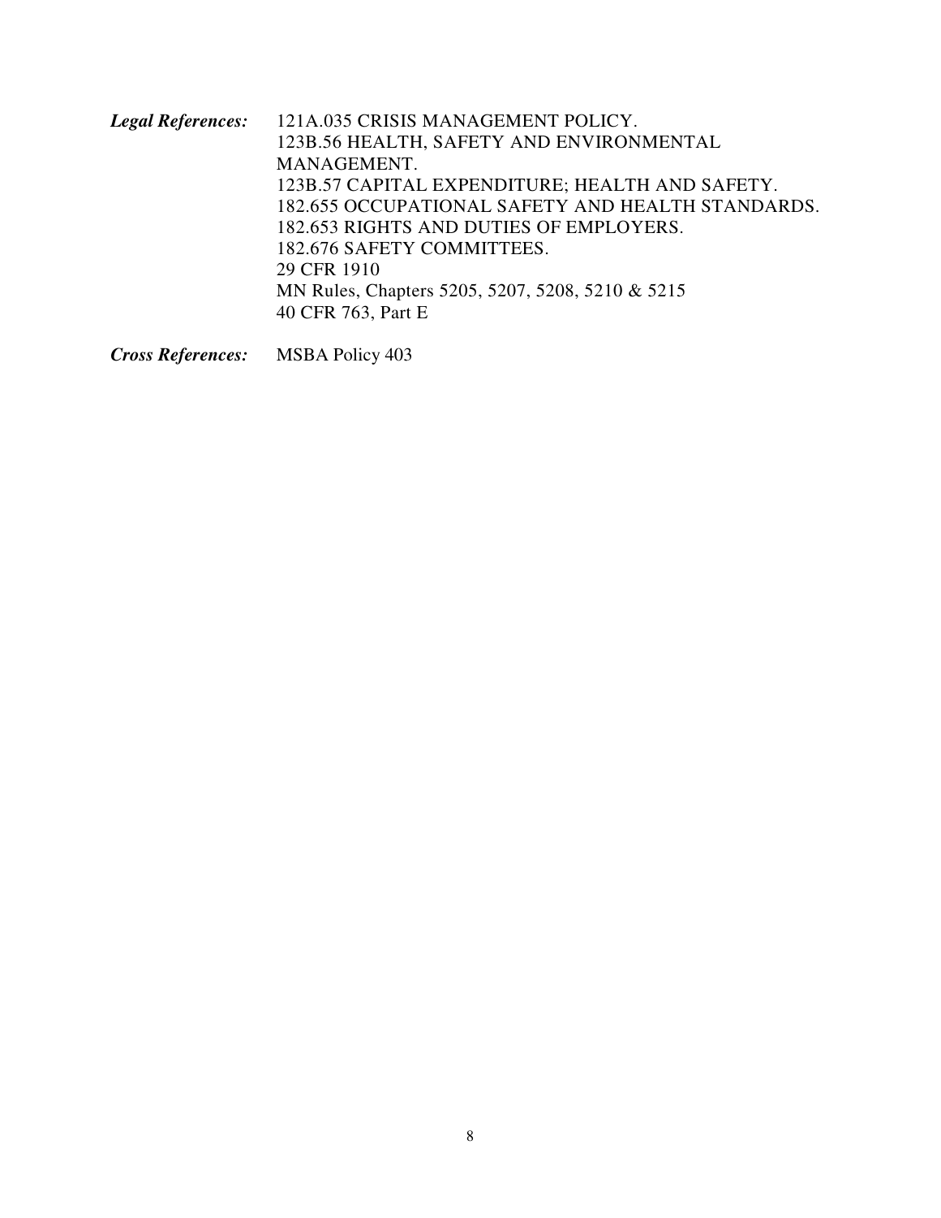***Legal References:*** 121A.035 CRISIS MANAGEMENT POLICY.
123B.56 HEALTH, SAFETY AND ENVIRONMENTAL MANAGEMENT.
123B.57 CAPITAL EXPENDITURE; HEALTH AND SAFETY.
182.655 OCCUPATIONAL SAFETY AND HEALTH STANDARDS.
182.653 RIGHTS AND DUTIES OF EMPLOYERS.
182.676 SAFETY COMMITTEES.
29 CFR 1910
MN Rules, Chapters 5205, 5207, 5208, 5210 & 5215
40 CFR 763, Part E

***Cross References:*** MSBA Policy 403